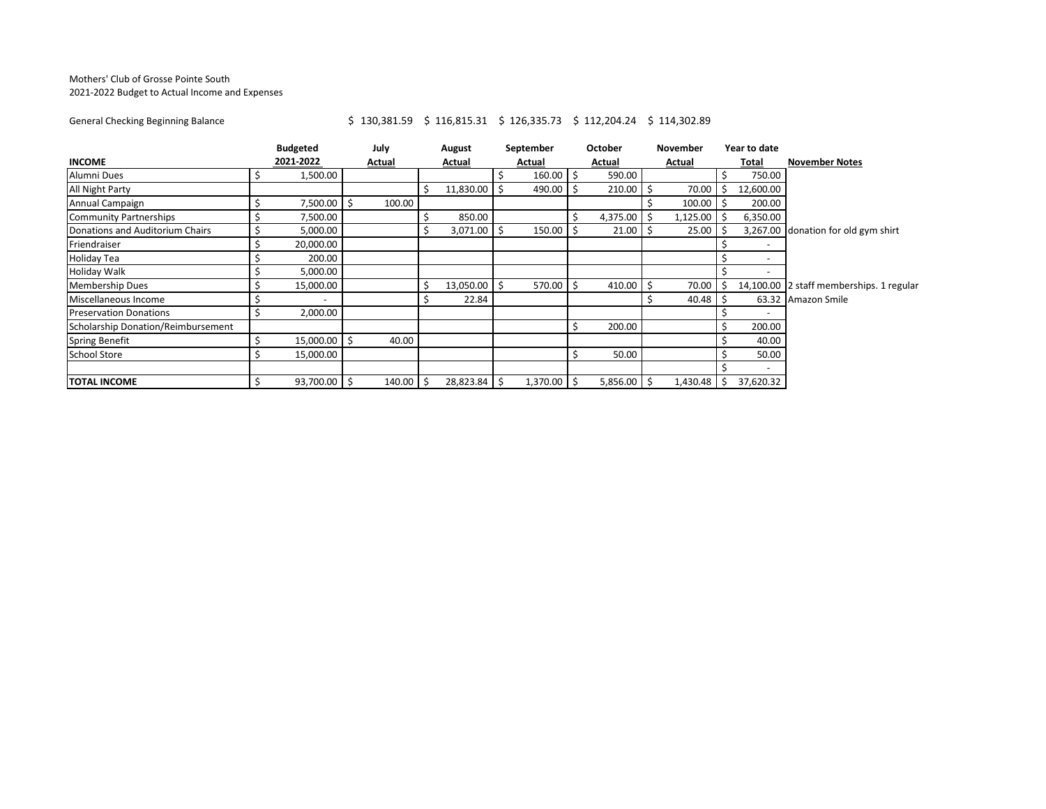Mothers' Club of Grosse Pointe South
2021-2022 Budget to Actual Income and Expenses

General Checking Beginning Balance $ 130,381.59 $ 116,815.31 $ 126,335.73 $ 112,204.24 $ 114,302.89

| INCOME | Budgeted 2021-2022 | July Actual | August Actual | September Actual | October Actual | November Actual | Year to date Total | November Notes |
|---|---|---|---|---|---|---|---|---|
| Alumni Dues | $ 1,500.00 | | | $ 160.00 | $ 590.00 | | $ 750.00 | |
| All Night Party | | | $ 11,830.00 | $ 490.00 | $ 210.00 | $ 70.00 | $ 12,600.00 | |
| Annual Campaign | $ 7,500.00 | $ 100.00 | | | | $ 100.00 | $ 200.00 | |
| Community Partnerships | $ 7,500.00 | | $ 850.00 | | $ 4,375.00 | $ 1,125.00 | $ 6,350.00 | |
| Donations and Auditorium Chairs | $ 5,000.00 | | $ 3,071.00 | $ 150.00 | $ 21.00 | $ 25.00 | $ 3,267.00 | donation for old gym shirt |
| Friendraiser | $ 20,000.00 | | | | | | $ - | |
| Holiday Tea | $ 200.00 | | | | | | $ - | |
| Holiday Walk | $ 5,000.00 | | | | | | $ - | |
| Membership Dues | $ 15,000.00 | | $ 13,050.00 | $ 570.00 | $ 410.00 | $ 70.00 | $ 14,100.00 | 2 staff memberships. 1 regular |
| Miscellaneous Income | $ - | | $ 22.84 | | | $ 40.48 | $ 63.32 | Amazon Smile |
| Preservation Donations | $ 2,000.00 | | | | | | $ - | |
| Scholarship Donation/Reimbursement | | | | | $ 200.00 | | $ 200.00 | |
| Spring Benefit | $ 15,000.00 | $ 40.00 | | | | | $ 40.00 | |
| School Store | $ 15,000.00 | | | | $ 50.00 | | $ 50.00 | |
| | | | | | | | $ - | |
| **TOTAL INCOME** | $ 93,700.00 | $ 140.00 | $ 28,823.84 | $ 1,370.00 | $ 5,856.00 | $ 1,430.48 | $ 37,620.32 | |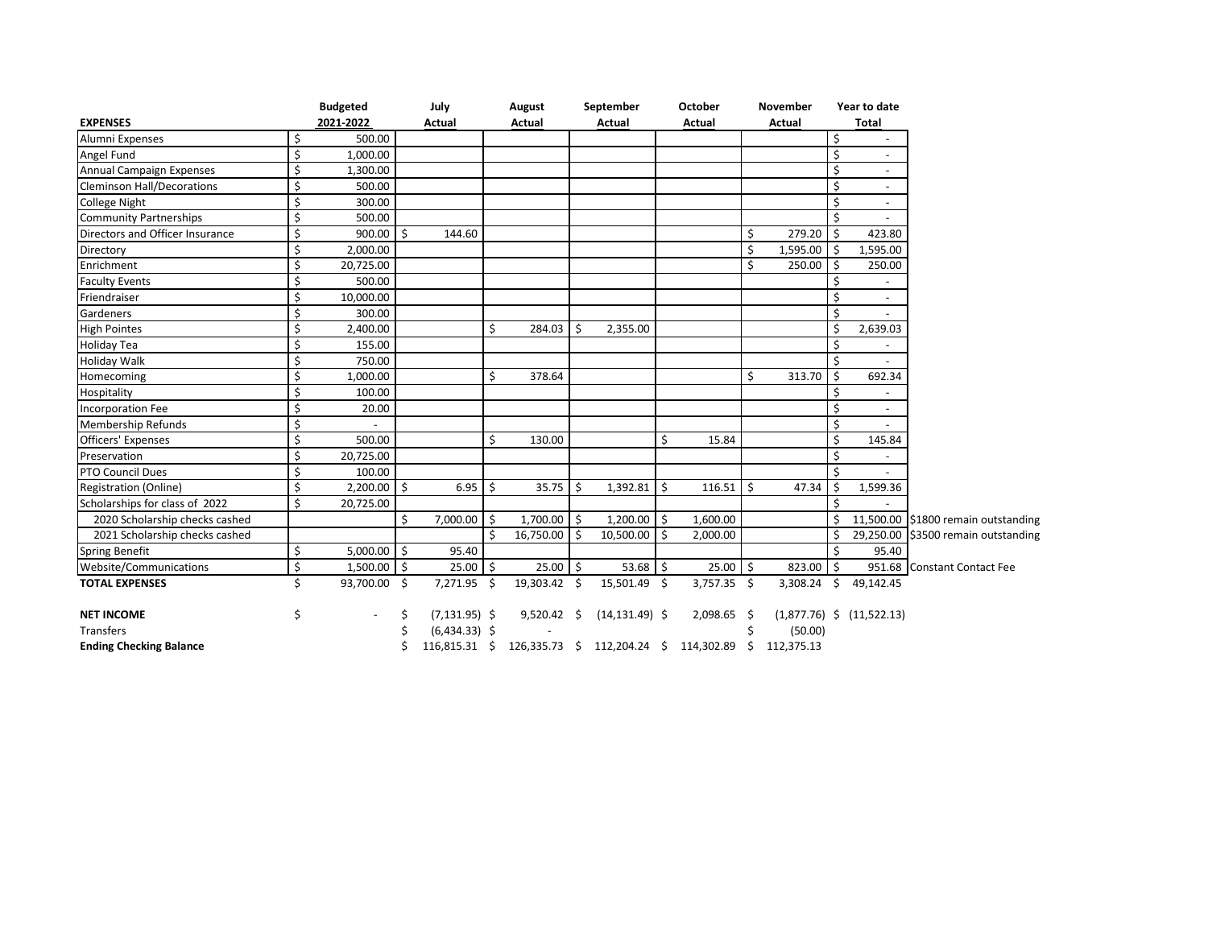| EXPENSES | Budgeted 2021-2022 | July Actual | August Actual | September Actual | October Actual | November Actual | Year to date Total | |
|---|---|---|---|---|---|---|---|---|
| Alumni Expenses | $ 500.00 | | | | | | $ - | |
| Angel Fund | $ 1,000.00 | | | | | | $ - | |
| Annual Campaign Expenses | $ 1,300.00 | | | | | | $ - | |
| Cleminson Hall/Decorations | $ 500.00 | | | | | | $ - | |
| College Night | $ 300.00 | | | | | | $ - | |
| Community Partnerships | $ 500.00 | | | | | | $ - | |
| Directors and Officer Insurance | $ 900.00 | $ 144.60 | | | | $ 279.20 | $ 423.80 | |
| Directory | $ 2,000.00 | | | | | $ 1,595.00 | $ 1,595.00 | |
| Enrichment | $ 20,725.00 | | | | | $ 250.00 | $ 250.00 | |
| Faculty Events | $ 500.00 | | | | | | $ - | |
| Friendraiser | $ 10,000.00 | | | | | | $ - | |
| Gardeners | $ 300.00 | | | | | | $ - | |
| High Pointes | $ 2,400.00 | | $ 284.03 | $ 2,355.00 | | | $ 2,639.03 | |
| Holiday Tea | $ 155.00 | | | | | | $ - | |
| Holiday Walk | $ 750.00 | | | | | | $ - | |
| Homecoming | $ 1,000.00 | | $ 378.64 | | | $ 313.70 | $ 692.34 | |
| Hospitality | $ 100.00 | | | | | | $ - | |
| Incorporation Fee | $ 20.00 | | | | | | $ - | |
| Membership Refunds | $ - | | | | | | $ - | |
| Officers' Expenses | $ 500.00 | | $ 130.00 | | $ 15.84 | | $ 145.84 | |
| Preservation | $ 20,725.00 | | | | | | $ - | |
| PTO Council Dues | $ 100.00 | | | | | | $ - | |
| Registration (Online) | $ 2,200.00 | $ 6.95 | $ 35.75 | $ 1,392.81 | $ 116.51 | $ 47.34 | $ 1,599.36 | |
| Scholarships for class of 2022 | $ 20,725.00 | | | | | | $ - | |
| 2020 Scholarship checks cashed | | $ 7,000.00 | $ 1,700.00 | $ 1,200.00 | $ 1,600.00 | | $ 11,500.00 | $1800 remain outstanding |
| 2021 Scholarship checks cashed | | | $ 16,750.00 | $ 10,500.00 | $ 2,000.00 | | $ 29,250.00 | $3500 remain outstanding |
| Spring Benefit | $ 5,000.00 | $ 95.40 | | | | | $ 95.40 | |
| Website/Communications | $ 1,500.00 | $ 25.00 | $ 25.00 | $ 53.68 | $ 25.00 | $ 823.00 | $ 951.68 | Constant Contact Fee |
| **TOTAL EXPENSES** | $ 93,700.00 | $ 7,271.95 | $ 19,303.42 | $ 15,501.49 | $ 3,757.35 | $ 3,308.24 | $ 49,142.45 | |
| | | | | | | | | |
| **NET INCOME** | $ - | $ (7,131.95) | $ 9,520.42 | $ (14,131.49) | $ 2,098.65 | $ (1,877.76) | $ (11,522.13) | |
| Transfers | | $ (6,434.33) | $ - | | | $ (50.00) | | |
| **Ending Checking Balance** | | $ 116,815.31 | $ 126,335.73 | $ 112,204.24 | $ 114,302.89 | $ 112,375.13 | | |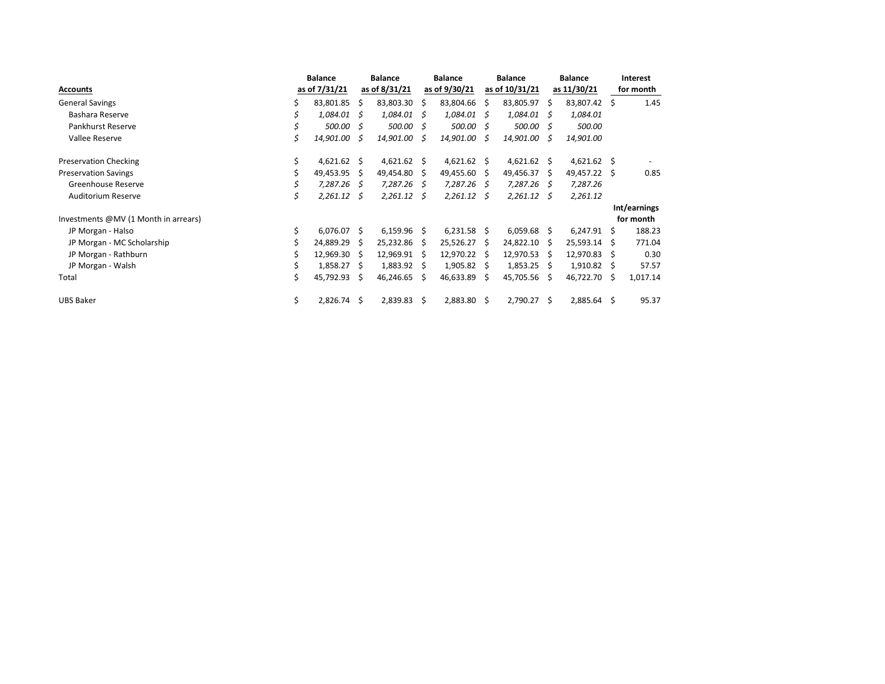| Accounts | Balance as of 7/31/21 | Balance as of 8/31/21 | Balance as of 9/30/21 | Balance as of 10/31/21 | Balance as 11/30/21 | Interest for month |
|---|---|---|---|---|---|---|
| General Savings | $ 83,801.85 | $ 83,803.30 | $ 83,804.66 | $ 83,805.97 | $ 83,807.42 | $ 1.45 |
| Bashara Reserve | *$ 1,084.01* | *$ 1,084.01* | *$ 1,084.01* | *$ 1,084.01* | *$ 1,084.01* | |
| Pankhurst Reserve | *$ 500.00* | *$ 500.00* | *$ 500.00* | *$ 500.00* | *$ 500.00* | |
| Vallee Reserve | *$ 14,901.00* | *$ 14,901.00* | *$ 14,901.00* | *$ 14,901.00* | *$ 14,901.00* | |
| | | | | | | |
| Preservation Checking | $ 4,621.62 | $ 4,621.62 | $ 4,621.62 | $ 4,621.62 | $ 4,621.62 | $ - |
| Preservation Savings | $ 49,453.95 | $ 49,454.80 | $ 49,455.60 | $ 49,456.37 | $ 49,457.22 | $ 0.85 |
| Greenhouse Reserve | *$ 7,287.26* | *$ 7,287.26* | *$ 7,287.26* | *$ 7,287.26* | *$ 7,287.26* | |
| Auditorium Reserve | *$ 2,261.12* | *$ 2,261.12* | *$ 2,261.12* | *$ 2,261.12* | *$ 2,261.12* | |
| Investments @MV (1 Month in arrears) | | | | | | **Int/earnings for month** |
| JP Morgan - Halso | $ 6,076.07 | $ 6,159.96 | $ 6,231.58 | $ 6,059.68 | $ 6,247.91 | $ 188.23 |
| JP Morgan - MC Scholarship | $ 24,889.29 | $ 25,232.86 | $ 25,526.27 | $ 24,822.10 | $ 25,593.14 | $ 771.04 |
| JP Morgan - Rathburn | $ 12,969.30 | $ 12,969.91 | $ 12,970.22 | $ 12,970.53 | $ 12,970.83 | $ 0.30 |
| JP Morgan - Walsh | $ 1,858.27 | $ 1,883.92 | $ 1,905.82 | $ 1,853.25 | $ 1,910.82 | $ 57.57 |
| Total | $ 45,792.93 | $ 46,246.65 | $ 46,633.89 | $ 45,705.56 | $ 46,722.70 | $ 1,017.14 |
| | | | | | | |
| UBS Baker | $ 2,826.74 | $ 2,839.83 | $ 2,883.80 | $ 2,790.27 | $ 2,885.64 | $ 95.37 |